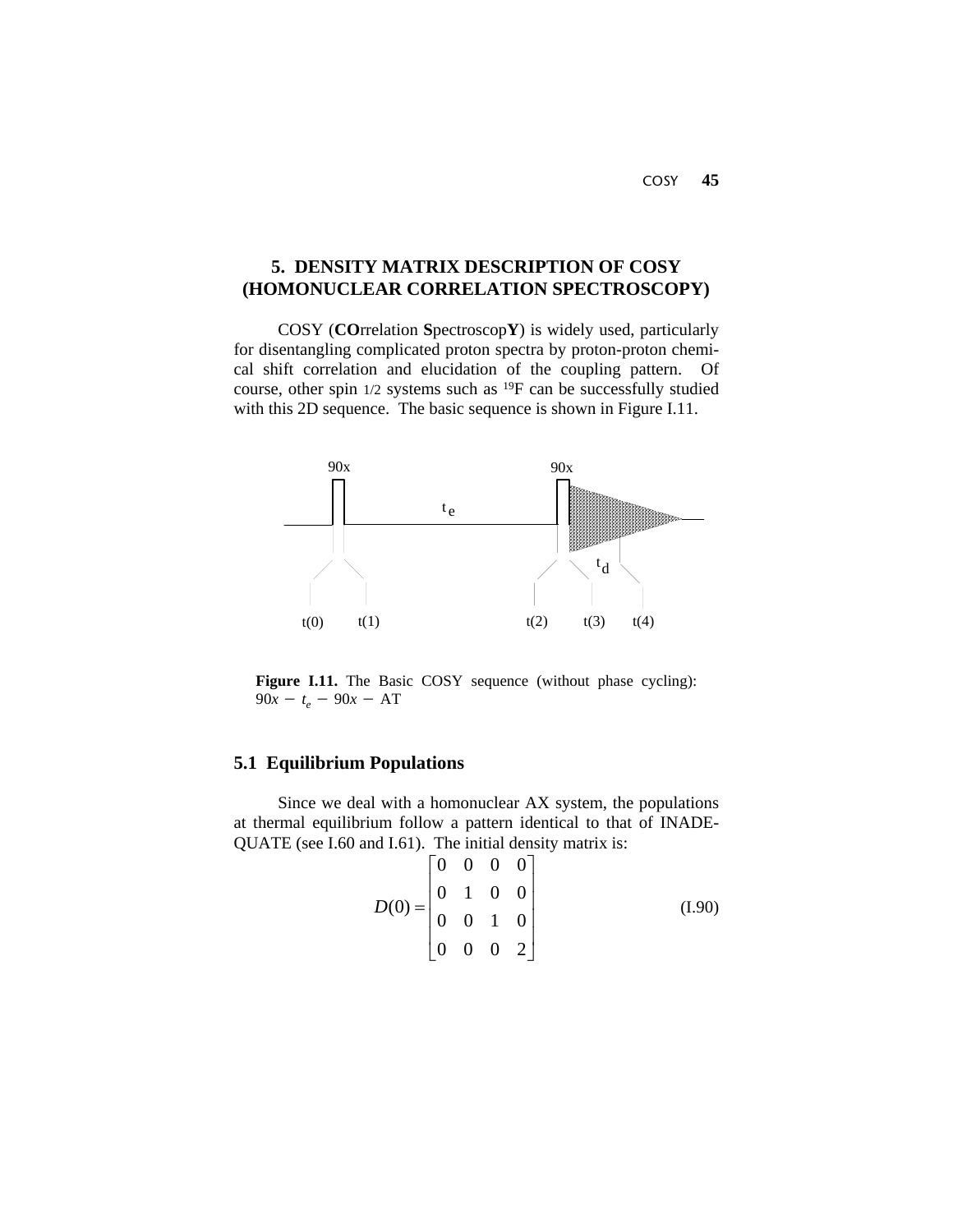# 5. DENSITY MATRIX DESCRIPTION OF COSY (HOMONUCLEAR CORRELATION SPECTROSCOPY)

COSY (**CO**rrelation **S**pectroscop**Y**) is widely used, particularly for disentangling complicated proton spectra by proton-proton chemical shift correlation and elucidation of the coupling pattern. Of course, other spin 1/2 systems such as $^{19}F$ can be successfully studied with this 2D sequence. The basic sequence is shown in Figure I.11.

**Figure I.11.** The Basic COSY sequence (without phase cycling): $90x - t_e - 90x -$ AT

## 5.1 Equilibrium Populations

Since we deal with a homonuclear AX system, the populations at thermal equilibrium follow a pattern identical to that of INADEQUATE (see I.60 and I.61). The initial density matrix is:

$$D(0) = \begin{bmatrix} 0 & 0 & 0 & 0 \\ 0 & 1 & 0 & 0 \\ 0 & 0 & 1 & 0 \\ 0 & 0 & 0 & 2 \end{bmatrix} \tag{I.90}$$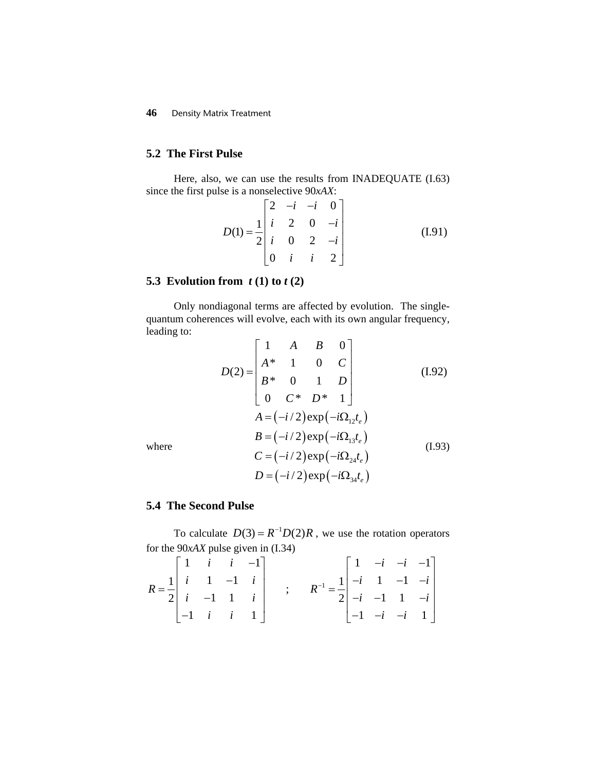## 5.2 The First Pulse

Here, also, we can use the results from INADEQUATE (I.63) since the first pulse is a nonselective 90*xAX*:

$$D(1) = \frac{1}{2}\begin{bmatrix} 2 & -i & -i & 0 \\ i & 2 & 0 & -i \\ i & 0 & 2 & -i \\ 0 & i & i & 2 \end{bmatrix} \tag{I.91}$$

## 5.3 Evolution from $t$ (1) to $t$ (2)

Only nondiagonal terms are affected by evolution. The single-quantum coherences will evolve, each with its own angular frequency, leading to:

$$D(2) = \begin{bmatrix} 1 & A & B & 0 \\ A^* & 1 & 0 & C \\ B^* & 0 & 1 & D \\ 0 & C^* & D^* & 1 \end{bmatrix} \tag{I.92}$$

where

$$\begin{aligned} A &= (-i/2)\exp(-i\Omega_{12}t_e) \\ B &= (-i/2)\exp(-i\Omega_{13}t_e) \\ C &= (-i/2)\exp(-i\Omega_{24}t_e) \\ D &= (-i/2)\exp(-i\Omega_{34}t_e) \end{aligned} \tag{I.93}$$

## 5.4 The Second Pulse

To calculate $D(3) = R^{-1}D(2)R$, we use the rotation operators for the 90*xAX* pulse given in (I.34)

$$R = \frac{1}{2}\begin{bmatrix} 1 & i & i & -1 \\ i & 1 & -1 & i \\ i & -1 & 1 & i \\ -1 & i & i & 1 \end{bmatrix} \quad ; \quad R^{-1} = \frac{1}{2}\begin{bmatrix} 1 & -i & -i & -1 \\ -i & 1 & -1 & -i \\ -i & -1 & 1 & -i \\ -1 & -i & -i & 1 \end{bmatrix}$$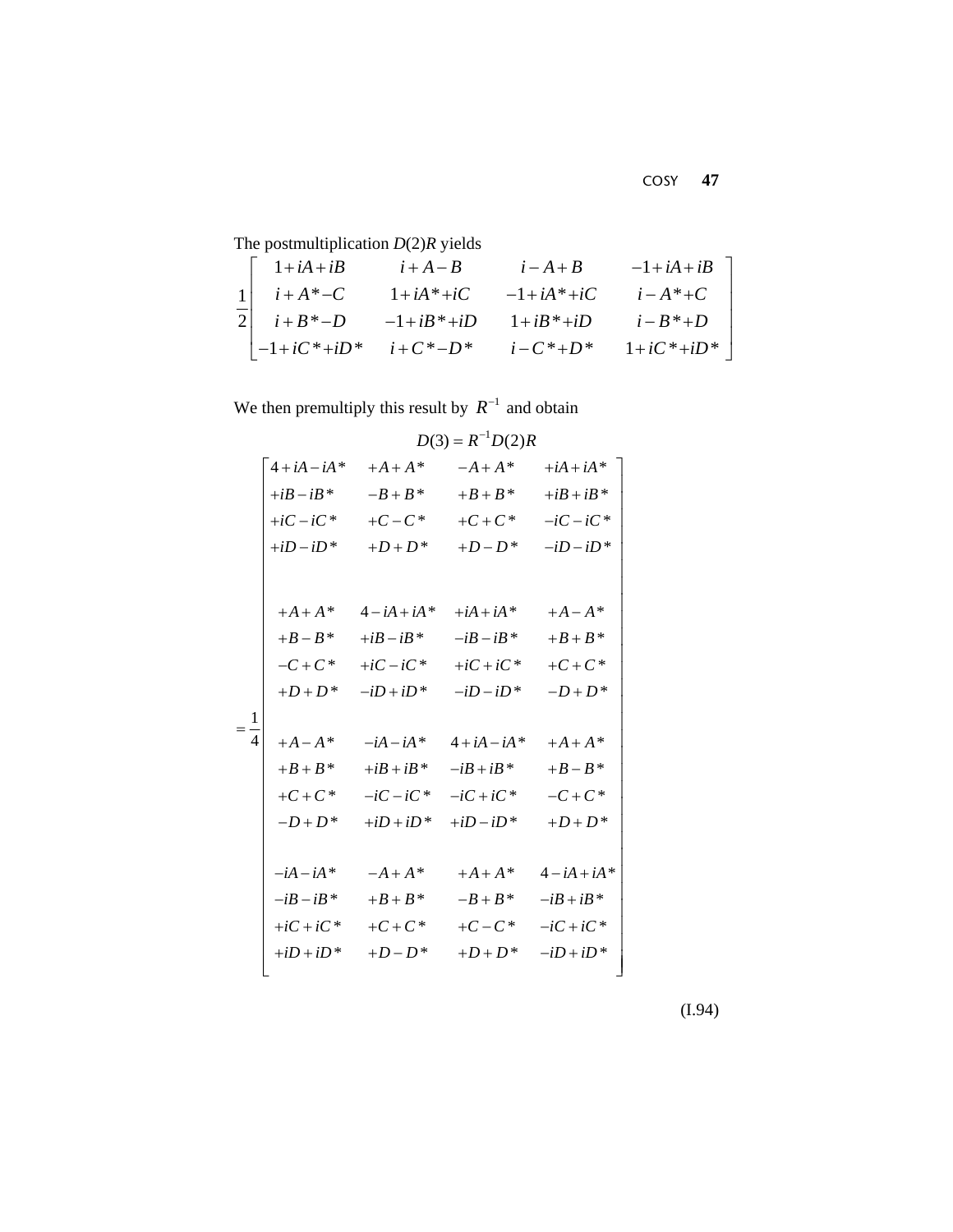The postmultiplication $D(2)R$ yields

$$
\frac{1}{2}\begin{bmatrix}
1+iA+iB & i+A-B & i-A+B & -1+iA+iB \\
i+A^*-C & 1+iA^*+iC & -1+iA^*+iC & i-A^*+C \\
i+B^*-D & -1+iB^*+iD & 1+iB^*+iD & i-B^*+D \\
-1+iC^*+iD^* & i+C^*-D^* & i-C^*+D^* & 1+iC^*+iD^*
\end{bmatrix}
$$

We then premultiply this result by $R^{-1}$ and obtain

$$
D(3) = R^{-1}D(2)R
$$

$$
=\frac{1}{4}\begin{bmatrix}
\begin{matrix} 4+iA-iA^* \\ +iB-iB^* \\ +iC-iC^* \\ +iD-iD^* \end{matrix} & \begin{matrix} +A+A^* \\ -B+B^* \\ +C-C^* \\ +D+D^* \end{matrix} & \begin{matrix} -A+A^* \\ +B+B^* \\ +C+C^* \\ +D-D^* \end{matrix} & \begin{matrix} +iA+iA^* \\ +iB+iB^* \\ -iC-iC^* \\ -iD-iD^* \end{matrix} \\
\\
\begin{matrix} +A+A^* \\ +B-B^* \\ -C+C^* \\ +D+D^* \end{matrix} & \begin{matrix} 4-iA+iA^* \\ +iB-iB^* \\ +iC-iC^* \\ -iD+iD^* \end{matrix} & \begin{matrix} +iA+iA^* \\ -iB-iB^* \\ +iC+iC^* \\ -iD-iD^* \end{matrix} & \begin{matrix} +A-A^* \\ +B+B^* \\ +C+C^* \\ -D+D^* \end{matrix} \\
\\
\begin{matrix} +A-A^* \\ +B+B^* \\ +C+C^* \\ -D+D^* \end{matrix} & \begin{matrix} -iA-iA^* \\ +iB+iB^* \\ -iC-iC^* \\ +iD+iD^* \end{matrix} & \begin{matrix} 4+iA-iA^* \\ -iB+iB^* \\ -iC+iC^* \\ +iD-iD^* \end{matrix} & \begin{matrix} +A+A^* \\ +B-B^* \\ -C+C^* \\ +D+D^* \end{matrix} \\
\\
\begin{matrix} -iA-iA^* \\ -iB-iB^* \\ +iC+iC^* \\ +iD+iD^* \end{matrix} & \begin{matrix} -A+A^* \\ +B+B^* \\ +C+C^* \\ +D-D^* \end{matrix} & \begin{matrix} +A+A^* \\ -B+B^* \\ +C-C^* \\ +D+D^* \end{matrix} & \begin{matrix} 4-iA+iA^* \\ -iB+iB^* \\ -iC+iC^* \\ -iD+iD^* \end{matrix}
\end{bmatrix}
\tag{I.94}
$$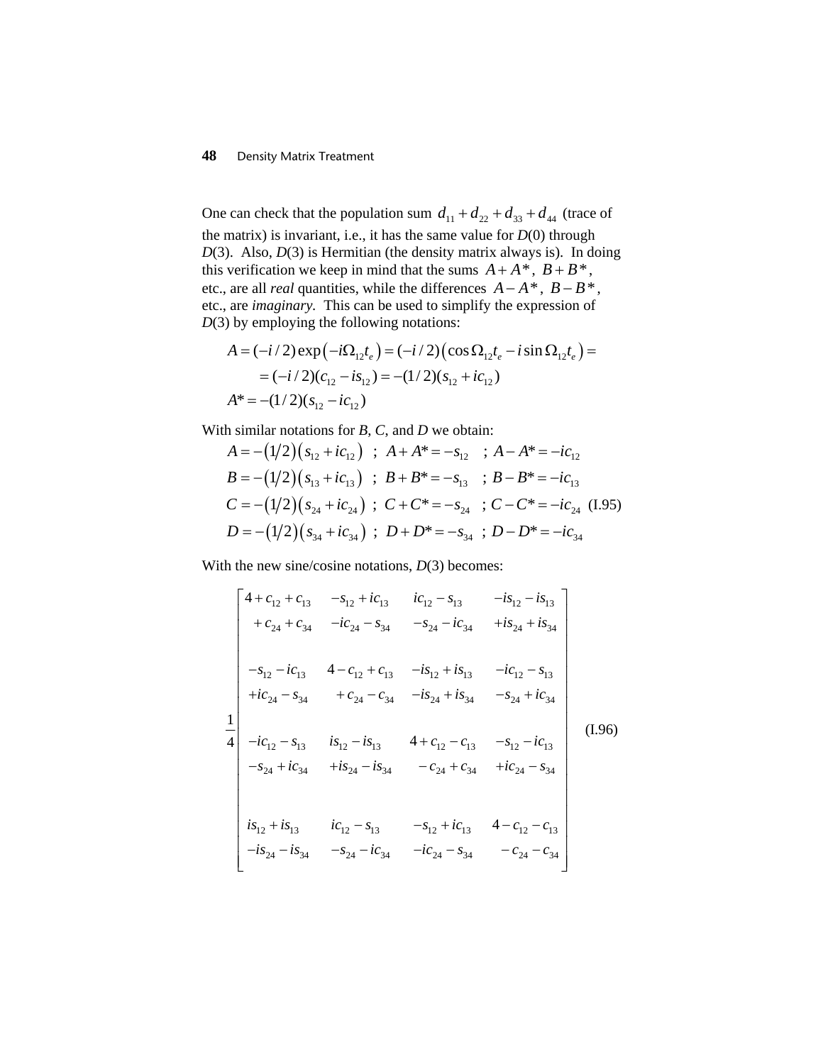One can check that the population sum $d_{11}+d_{22}+d_{33}+d_{44}$ (trace of the matrix) is invariant, i.e., it has the same value for *D*(0) through *D*(3). Also, *D*(3) is Hermitian (the density matrix always is). In doing this verification we keep in mind that the sums $A+A^*$, $B+B^*$, etc., are all *real* quantities, while the differences $A-A^*$, $B-B^*$, etc., are *imaginary*. This can be used to simplify the expression of *D*(3) by employing the following notations:

$$
\begin{aligned}
A &= (-i/2)\exp\left(-i\Omega_{12}t_e\right) = (-i/2)\left(\cos\Omega_{12}t_e - i\sin\Omega_{12}t_e\right) = \\
&= (-i/2)(c_{12} - is_{12}) = -(1/2)(s_{12} + ic_{12}) \\
A^* &= -(1/2)(s_{12} - ic_{12})
\end{aligned}
$$

With similar notations for *B*, *C*, and *D* we obtain:

$$
\begin{aligned}
&A = -(1/2)\left(s_{12}+ic_{12}\right) \;\; ; \;\; A+A^* = -s_{12} \;\; ; \;\; A-A^* = -ic_{12} \\
&B = -(1/2)\left(s_{13}+ic_{13}\right) \;\; ; \;\; B+B^* = -s_{13} \;\; ; \;\; B-B^* = -ic_{13} \\
&C = -(1/2)\left(s_{24}+ic_{24}\right) \;\; ; \;\; C+C^* = -s_{24} \;\; ; \;\; C-C^* = -ic_{24} \\
&D = -(1/2)\left(s_{34}+ic_{34}\right) \;\; ; \;\; D+D^* = -s_{34} \;\; ; \;\; D-D^* = -ic_{34}
\end{aligned}
\tag{I.95}
$$

With the new sine/cosine notations, *D*(3) becomes:

$$
\frac{1}{4}
\begin{bmatrix}
\begin{matrix} 4+c_{12}+c_{13} \\ +c_{24}+c_{34} \end{matrix} & \begin{matrix} -s_{12}+ic_{13} \\ -ic_{24}-s_{34} \end{matrix} & \begin{matrix} ic_{12}-s_{13} \\ -s_{24}-ic_{34} \end{matrix} & \begin{matrix} -is_{12}-is_{13} \\ +is_{24}+is_{34} \end{matrix} \\[2ex]
\begin{matrix} -s_{12}-ic_{13} \\ +ic_{24}-s_{34} \end{matrix} & \begin{matrix} 4-c_{12}+c_{13} \\ +c_{24}-c_{34} \end{matrix} & \begin{matrix} -is_{12}+is_{13} \\ -is_{24}+is_{34} \end{matrix} & \begin{matrix} -ic_{12}-s_{13} \\ -s_{24}+ic_{34} \end{matrix} \\[2ex]
\begin{matrix} -ic_{12}-s_{13} \\ -s_{24}+ic_{34} \end{matrix} & \begin{matrix} is_{12}-is_{13} \\ +is_{24}-is_{34} \end{matrix} & \begin{matrix} 4+c_{12}-c_{13} \\ -c_{24}+c_{34} \end{matrix} & \begin{matrix} -s_{12}-ic_{13} \\ +ic_{24}-s_{34} \end{matrix} \\[2ex]
\begin{matrix} is_{12}+is_{13} \\ -is_{24}-is_{34} \end{matrix} & \begin{matrix} ic_{12}-s_{13} \\ -s_{24}-ic_{34} \end{matrix} & \begin{matrix} -s_{12}+ic_{13} \\ -ic_{24}-s_{34} \end{matrix} & \begin{matrix} 4-c_{12}-c_{13} \\ -c_{24}-c_{34} \end{matrix}
\end{bmatrix}
\tag{I.96}
$$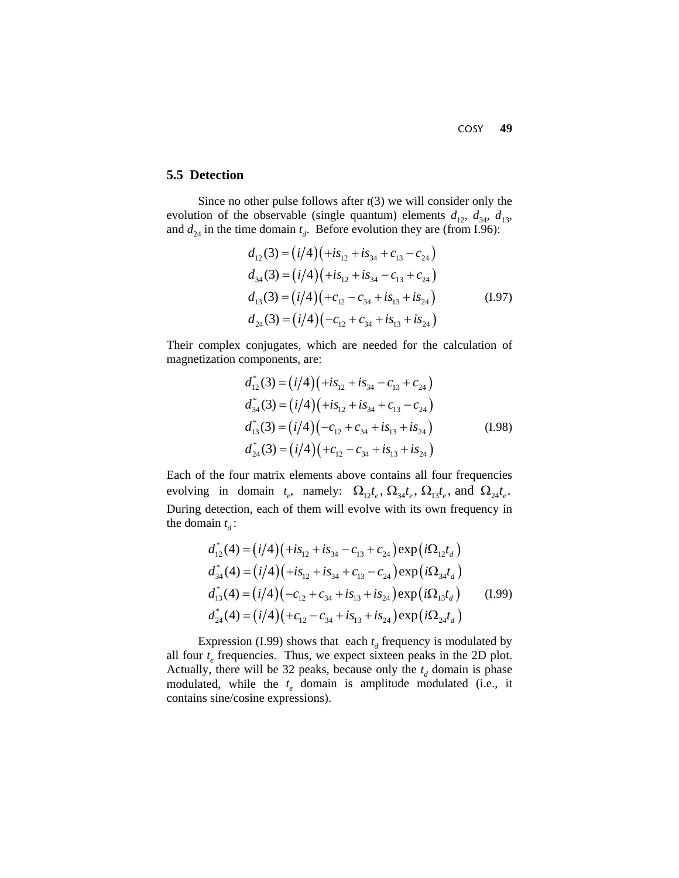## 5.5 Detection

Since no other pulse follows after $t(3)$ we will consider only the evolution of the observable (single quantum) elements $d_{12}$, $d_{34}$, $d_{13}$, and $d_{24}$ in the time domain $t_d$. Before evolution they are (from I.96):

$$
\begin{aligned}
d_{12}(3) &= (i/4)(+is_{12} + is_{34} + c_{13} - c_{24}) \\
d_{34}(3) &= (i/4)(+is_{12} + is_{34} - c_{13} + c_{24}) \\
d_{13}(3) &= (i/4)(+c_{12} - c_{34} + is_{13} + is_{24}) \\
d_{24}(3) &= (i/4)(-c_{12} + c_{34} + is_{13} + is_{24})
\end{aligned}
\tag{I.97}
$$

Their complex conjugates, which are needed for the calculation of magnetization components, are:

$$
\begin{aligned}
d_{12}^*(3) &= (i/4)(+is_{12} + is_{34} - c_{13} + c_{24}) \\
d_{34}^*(3) &= (i/4)(+is_{12} + is_{34} + c_{13} - c_{24}) \\
d_{13}^*(3) &= (i/4)(-c_{12} + c_{34} + is_{13} + is_{24}) \\
d_{24}^*(3) &= (i/4)(+c_{12} - c_{34} + is_{13} + is_{24})
\end{aligned}
\tag{I.98}
$$

Each of the four matrix elements above contains all four frequencies evolving in domain $t_e$, namely: $\Omega_{12}t_e$, $\Omega_{34}t_e$, $\Omega_{13}t_e$, and $\Omega_{24}t_e$. During detection, each of them will evolve with its own frequency in the domain $t_d$:

$$
\begin{aligned}
d_{12}^*(4) &= (i/4)(+is_{12} + is_{34} - c_{13} + c_{24})\exp(i\Omega_{12}t_d) \\
d_{34}^*(4) &= (i/4)(+is_{12} + is_{34} + c_{13} - c_{24})\exp(i\Omega_{34}t_d) \\
d_{13}^*(4) &= (i/4)(-c_{12} + c_{34} + is_{13} + is_{24})\exp(i\Omega_{13}t_d) \\
d_{24}^*(4) &= (i/4)(+c_{12} - c_{34} + is_{13} + is_{24})\exp(i\Omega_{24}t_d)
\end{aligned}
\tag{I.99}
$$

Expression (I.99) shows that each $t_d$ frequency is modulated by all four $t_e$ frequencies. Thus, we expect sixteen peaks in the 2D plot. Actually, there will be 32 peaks, because only the $t_d$ domain is phase modulated, while the $t_e$ domain is amplitude modulated (i.e., it contains sine/cosine expressions).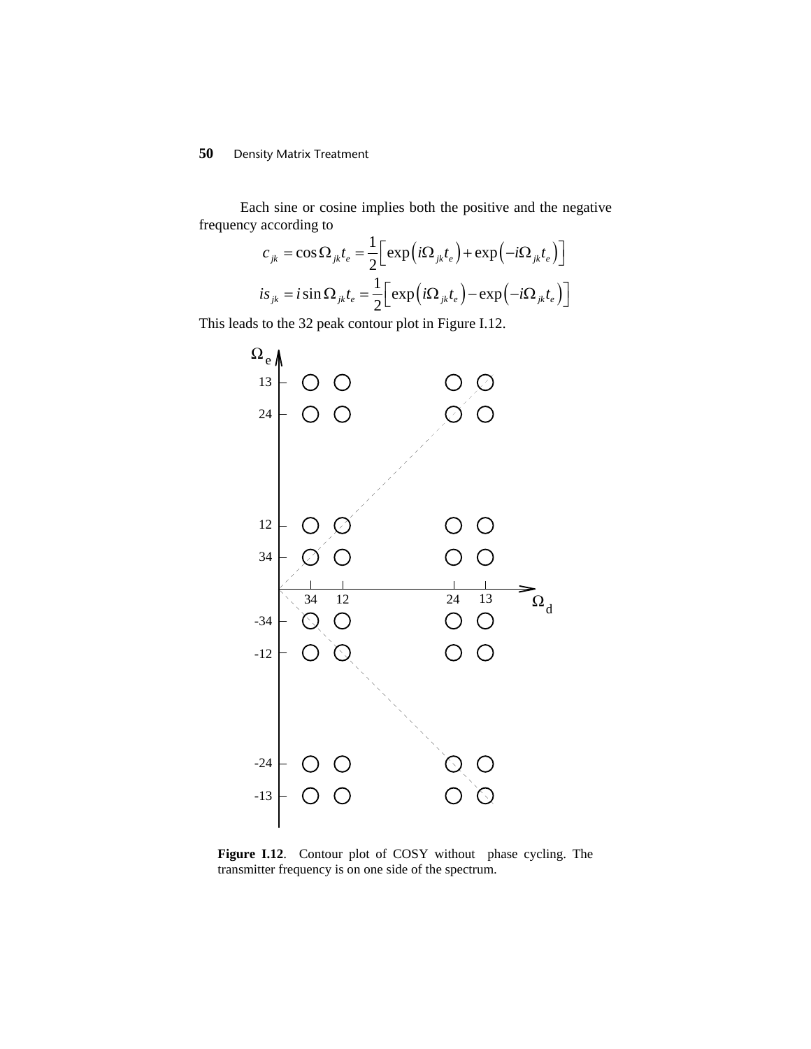Each sine or cosine implies both the positive and the negative frequency according to

$$c_{jk} = \cos \Omega_{jk} t_e = \frac{1}{2}\left[\exp\left(i\Omega_{jk} t_e\right) + \exp\left(-i\Omega_{jk} t_e\right)\right]$$

$$is_{jk} = i \sin \Omega_{jk} t_e = \frac{1}{2}\left[\exp\left(i\Omega_{jk} t_e\right) - \exp\left(-i\Omega_{jk} t_e\right)\right]$$

This leads to the 32 peak contour plot in Figure I.12.

**Figure I.12**. Contour plot of COSY without phase cycling. The transmitter frequency is on one side of the spectrum.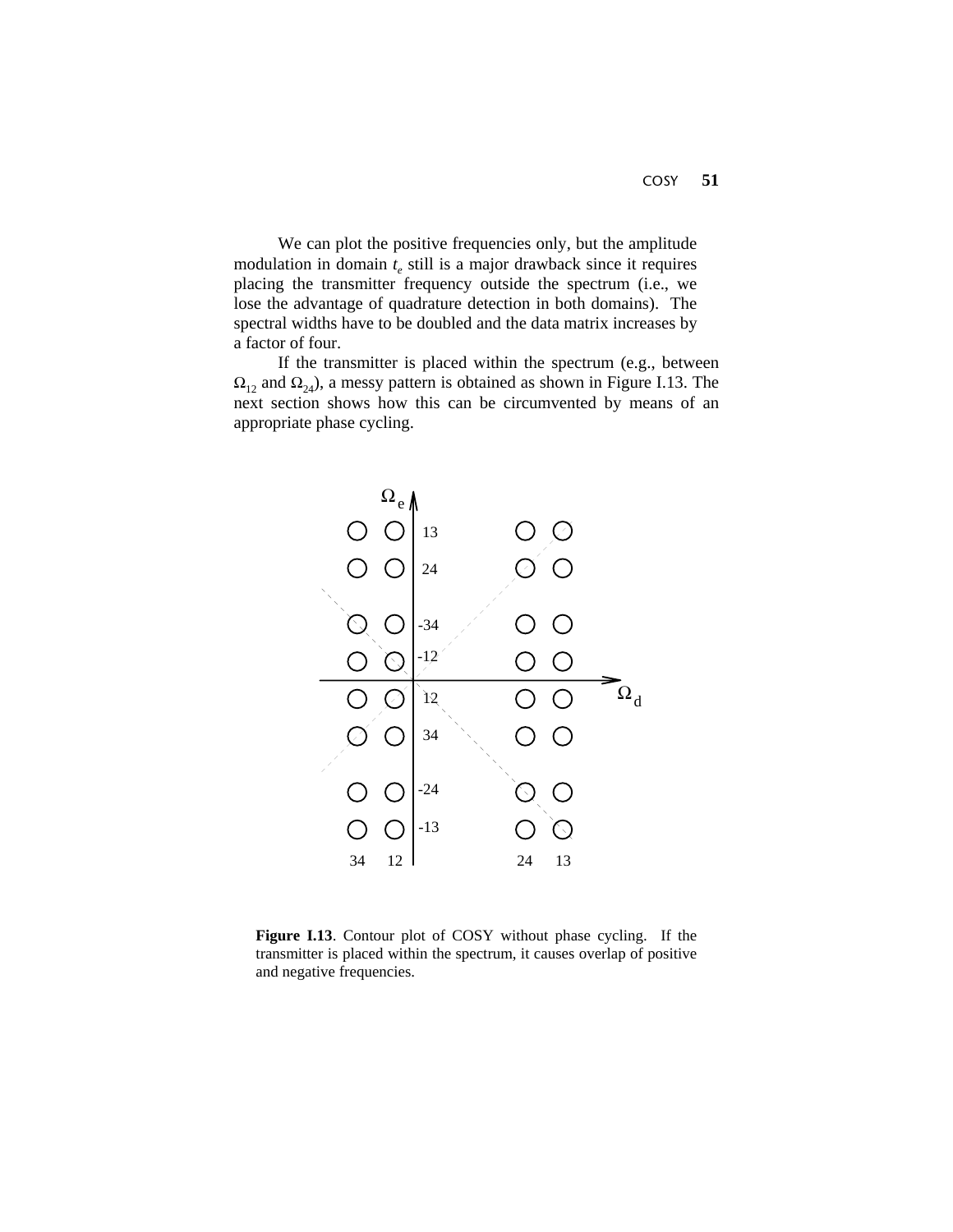We can plot the positive frequencies only, but the amplitude modulation in domain $t_e$ still is a major drawback since it requires placing the transmitter frequency outside the spectrum (i.e., we lose the advantage of quadrature detection in both domains). The spectral widths have to be doubled and the data matrix increases by a factor of four.

If the transmitter is placed within the spectrum (e.g., between $\Omega_{12}$ and $\Omega_{24}$), a messy pattern is obtained as shown in Figure I.13. The next section shows how this can be circumvented by means of an appropriate phase cycling.

**Figure I.13**. Contour plot of COSY without phase cycling. If the transmitter is placed within the spectrum, it causes overlap of positive and negative frequencies.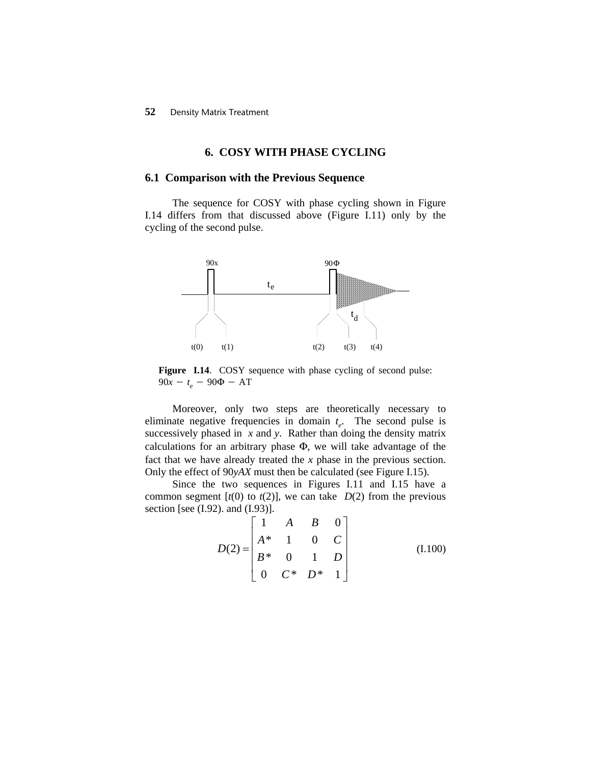## 6. COSY WITH PHASE CYCLING

### 6.1 Comparison with the Previous Sequence

The sequence for COSY with phase cycling shown in Figure I.14 differs from that discussed above (Figure I.11) only by the cycling of the second pulse.

**Figure I.14**. COSY sequence with phase cycling of second pulse: $90x - t_e - 90\Phi -$ AT

Moreover, only two steps are theoretically necessary to eliminate negative frequencies in domain $t_e$. The second pulse is successively phased in $x$ and $y$. Rather than doing the density matrix calculations for an arbitrary phase $\Phi$, we will take advantage of the fact that we have already treated the $x$ phase in the previous section. Only the effect of $90yAX$ must then be calculated (see Figure I.15).

Since the two sequences in Figures I.11 and I.15 have a common segment [$t(0)$ to $t(2)$], we can take $D(2)$ from the previous section [see (I.92). and (I.93)].

$$D(2) = \begin{bmatrix} 1 & A & B & 0 \\ A^* & 1 & 0 & C \\ B^* & 0 & 1 & D \\ 0 & C^* & D^* & 1 \end{bmatrix} \tag{I.100}$$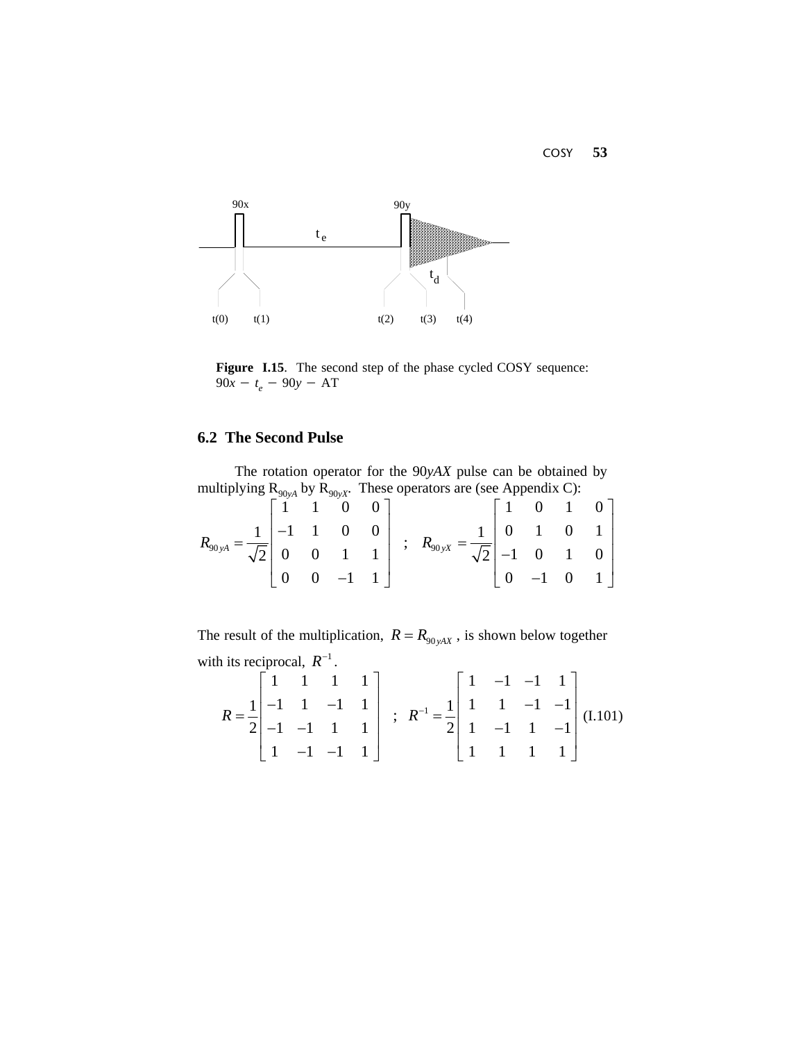**Figure I.15**. The second step of the phase cycled COSY sequence: $90x - t_e - 90y -$ AT

## 6.2 The Second Pulse

The rotation operator for the 90*yAX* pulse can be obtained by multiplying $R_{90yA}$ by $R_{90yX}$. These operators are (see Appendix C):

$$R_{90yA} = \frac{1}{\sqrt{2}}\begin{bmatrix} 1 & 1 & 0 & 0 \\ -1 & 1 & 0 & 0 \\ 0 & 0 & 1 & 1 \\ 0 & 0 & -1 & 1 \end{bmatrix} \quad ; \quad R_{90yX} = \frac{1}{\sqrt{2}}\begin{bmatrix} 1 & 0 & 1 & 0 \\ 0 & 1 & 0 & 1 \\ -1 & 0 & 1 & 0 \\ 0 & -1 & 0 & 1 \end{bmatrix}$$

The result of the multiplication, $R = R_{90yAX}$, is shown below together with its reciprocal, $R^{-1}$.

$$R = \frac{1}{2}\begin{bmatrix} 1 & 1 & 1 & 1 \\ -1 & 1 & -1 & 1 \\ -1 & -1 & 1 & 1 \\ 1 & -1 & -1 & 1 \end{bmatrix} \quad ; \quad R^{-1} = \frac{1}{2}\begin{bmatrix} 1 & -1 & -1 & 1 \\ 1 & 1 & -1 & -1 \\ 1 & -1 & 1 & -1 \\ 1 & 1 & 1 & 1 \end{bmatrix} \quad \text{(I.101)}$$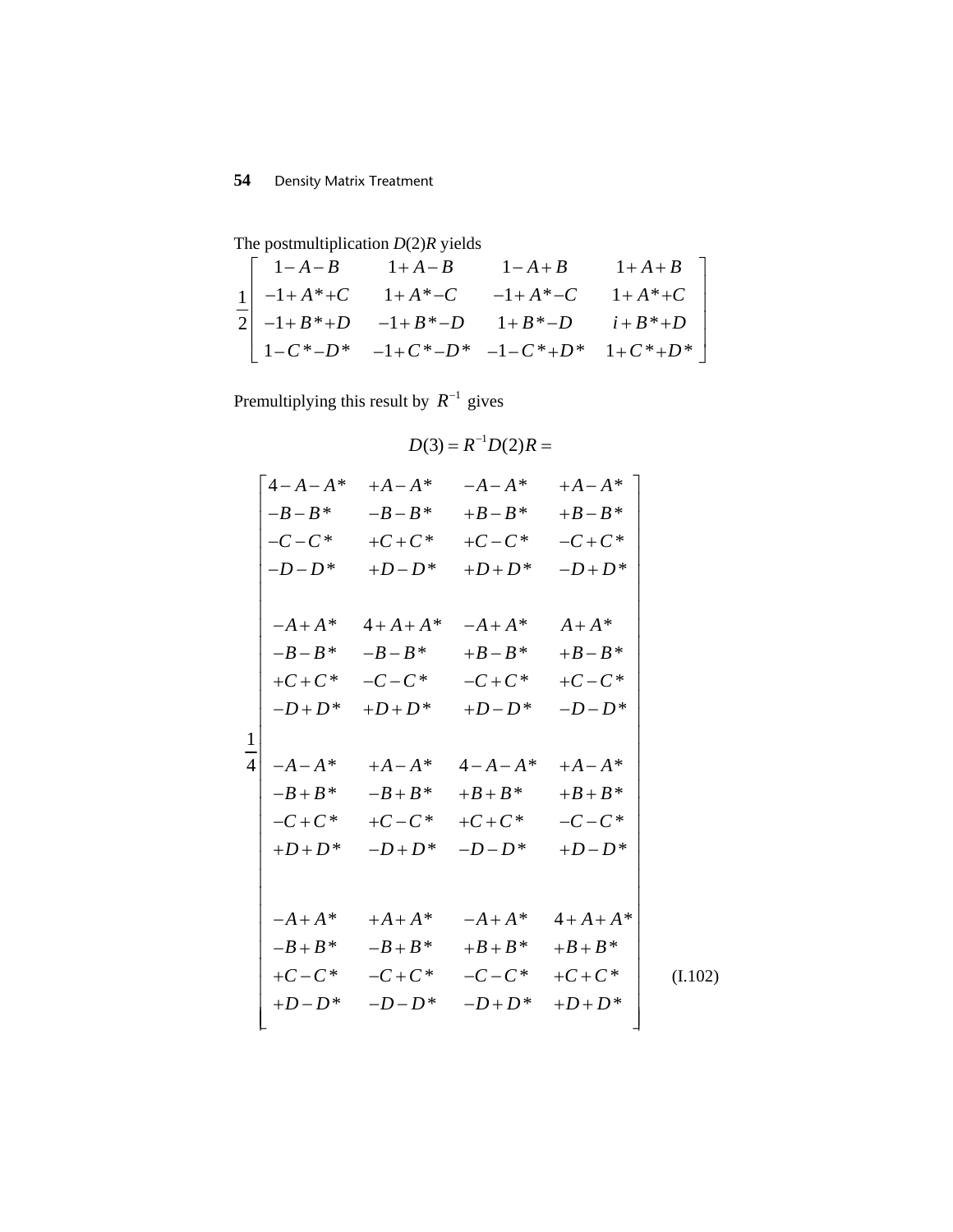The postmultiplication $D(2)R$ yields

$$
\frac{1}{2}\begin{bmatrix}
1-A-B & 1+A-B & 1-A+B & 1+A+B \\
-1+A^*+C & 1+A^*-C & -1+A^*-C & 1+A^*+C \\
-1+B^*+D & -1+B^*-D & 1+B^*-D & i+B^*+D \\
1-C^*-D^* & -1+C^*-D^* & -1-C^*+D^* & 1+C^*+D^*
\end{bmatrix}
$$

Premultiplying this result by $R^{-1}$ gives

$$
D(3) = R^{-1}D(2)R =
$$

$$
\frac{1}{4}\begin{bmatrix}
\begin{matrix} 4-A-A^* \\ -B-B^* \\ -C-C^* \\ -D-D^* \end{matrix} & \begin{matrix} +A-A^* \\ -B-B^* \\ +C+C^* \\ +D-D^* \end{matrix} & \begin{matrix} -A-A^* \\ +B-B^* \\ +C-C^* \\ +D+D^* \end{matrix} & \begin{matrix} +A-A^* \\ +B-B^* \\ -C+C^* \\ -D+D^* \end{matrix} \\
\\
\begin{matrix} -A+A^* \\ -B-B^* \\ +C+C^* \\ -D+D^* \end{matrix} & \begin{matrix} 4+A+A^* \\ -B-B^* \\ -C-C^* \\ +D+D^* \end{matrix} & \begin{matrix} -A+A^* \\ +B-B^* \\ -C+C^* \\ +D-D^* \end{matrix} & \begin{matrix} A+A^* \\ +B-B^* \\ +C-C^* \\ -D-D^* \end{matrix} \\
\\
\begin{matrix} -A-A^* \\ -B+B^* \\ -C+C^* \\ +D+D^* \end{matrix} & \begin{matrix} +A-A^* \\ -B+B^* \\ +C-C^* \\ -D+D^* \end{matrix} & \begin{matrix} 4-A-A^* \\ +B+B^* \\ +C+C^* \\ -D-D^* \end{matrix} & \begin{matrix} +A-A^* \\ +B+B^* \\ -C-C^* \\ +D-D^* \end{matrix} \\
\\
\begin{matrix} -A+A^* \\ -B+B^* \\ +C-C^* \\ +D-D^* \end{matrix} & \begin{matrix} +A+A^* \\ -B+B^* \\ -C+C^* \\ -D-D^* \end{matrix} & \begin{matrix} -A+A^* \\ +B+B^* \\ -C-C^* \\ -D+D^* \end{matrix} & \begin{matrix} 4+A+A^* \\ +B+B^* \\ +C+C^* \\ +D+D^* \end{matrix}
\end{bmatrix} \tag{I.102}
$$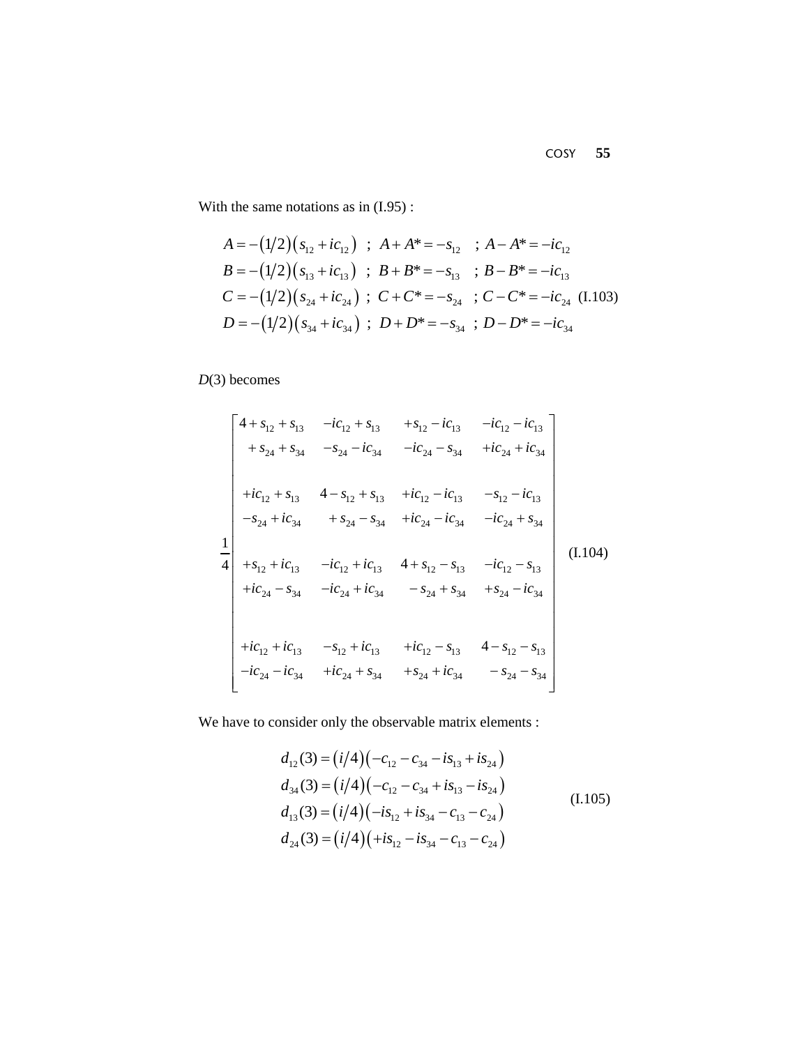With the same notations as in (I.95) :

$$
\begin{aligned}
A &= -(1/2)(s_{12} + ic_{12}) \;\; ; \;\; A + A^* = -s_{12} \;\; ; \; A - A^* = -ic_{12} \\
B &= -(1/2)(s_{13} + ic_{13}) \;\; ; \;\; B + B^* = -s_{13} \;\; ; \; B - B^* = -ic_{13} \\
C &= -(1/2)(s_{24} + ic_{24}) \;\; ; \;\; C + C^* = -s_{24} \;\; ; \; C - C^* = -ic_{24} \\
D &= -(1/2)(s_{34} + ic_{34}) \;\; ; \;\; D + D^* = -s_{34} \;\; ; \; D - D^* = -ic_{34}
\end{aligned}
\qquad \text{(I.103)}
$$

$D(3)$ becomes

$$
\frac{1}{4}
\begin{bmatrix}
\begin{matrix} 4 + s_{12} + s_{13} \\ + s_{24} + s_{34} \end{matrix} & \begin{matrix} -ic_{12} + s_{13} \\ -s_{24} - ic_{34} \end{matrix} & \begin{matrix} +s_{12} - ic_{13} \\ -ic_{24} - s_{34} \end{matrix} & \begin{matrix} -ic_{12} - ic_{13} \\ +ic_{24} + ic_{34} \end{matrix} \\[2ex]
\begin{matrix} +ic_{12} + s_{13} \\ -s_{24} + ic_{34} \end{matrix} & \begin{matrix} 4 - s_{12} + s_{13} \\ + s_{24} - s_{34} \end{matrix} & \begin{matrix} +ic_{12} - ic_{13} \\ +ic_{24} - ic_{34} \end{matrix} & \begin{matrix} -s_{12} - ic_{13} \\ -ic_{24} + s_{34} \end{matrix} \\[2ex]
\begin{matrix} +s_{12} + ic_{13} \\ +ic_{24} - s_{34} \end{matrix} & \begin{matrix} -ic_{12} + ic_{13} \\ -ic_{24} + ic_{34} \end{matrix} & \begin{matrix} 4 + s_{12} - s_{13} \\ - s_{24} + s_{34} \end{matrix} & \begin{matrix} -ic_{12} - s_{13} \\ +s_{24} - ic_{34} \end{matrix} \\[2ex]
\begin{matrix} +ic_{12} + ic_{13} \\ -ic_{24} - ic_{34} \end{matrix} & \begin{matrix} -s_{12} + ic_{13} \\ +ic_{24} + s_{34} \end{matrix} & \begin{matrix} +ic_{12} - s_{13} \\ +s_{24} + ic_{34} \end{matrix} & \begin{matrix} 4 - s_{12} - s_{13} \\ - s_{24} - s_{34} \end{matrix}
\end{bmatrix}
\qquad \text{(I.104)}
$$

We have to consider only the observable matrix elements :

$$
\begin{aligned}
d_{12}(3) &= (i/4)(-c_{12} - c_{34} - is_{13} + is_{24}) \\
d_{34}(3) &= (i/4)(-c_{12} - c_{34} + is_{13} - is_{24}) \\
d_{13}(3) &= (i/4)(-is_{12} + is_{34} - c_{13} - c_{24}) \\
d_{24}(3) &= (i/4)(+is_{12} - is_{34} - c_{13} - c_{24})
\end{aligned}
\qquad \text{(I.105)}
$$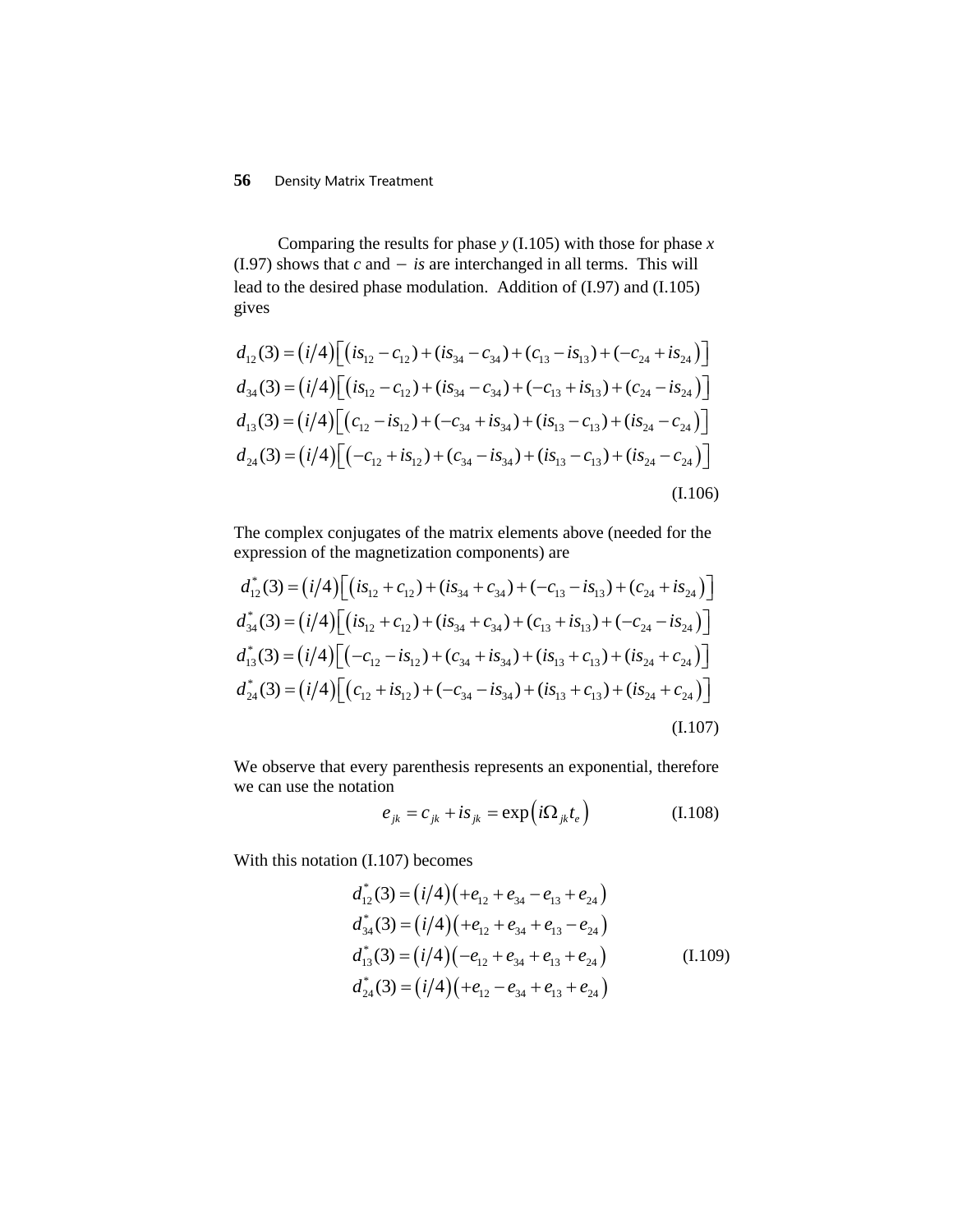Comparing the results for phase $y$ (I.105) with those for phase $x$ (I.97) shows that $c$ and $-\ is$ are interchanged in all terms. This will lead to the desired phase modulation. Addition of (I.97) and (I.105) gives

$$
\begin{aligned}
d_{12}(3) &= (i/4)\left[(is_{12}-c_{12})+(is_{34}-c_{34})+(c_{13}-is_{13})+(-c_{24}+is_{24})\right]\\
d_{34}(3) &= (i/4)\left[(is_{12}-c_{12})+(is_{34}-c_{34})+(-c_{13}+is_{13})+(c_{24}-is_{24})\right]\\
d_{13}(3) &= (i/4)\left[(c_{12}-is_{12})+(-c_{34}+is_{34})+(is_{13}-c_{13})+(is_{24}-c_{24})\right]\\
d_{24}(3) &= (i/4)\left[(-c_{12}+is_{12})+(c_{34}-is_{34})+(is_{13}-c_{13})+(is_{24}-c_{24})\right]
\end{aligned}
\tag{I.106}
$$

The complex conjugates of the matrix elements above (needed for the expression of the magnetization components) are

$$
\begin{aligned}
d^*_{12}(3) &= (i/4)\left[(is_{12}+c_{12})+(is_{34}+c_{34})+(-c_{13}-is_{13})+(c_{24}+is_{24})\right]\\
d^*_{34}(3) &= (i/4)\left[(is_{12}+c_{12})+(is_{34}+c_{34})+(c_{13}+is_{13})+(-c_{24}-is_{24})\right]\\
d^*_{13}(3) &= (i/4)\left[(-c_{12}-is_{12})+(c_{34}+is_{34})+(is_{13}+c_{13})+(is_{24}+c_{24})\right]\\
d^*_{24}(3) &= (i/4)\left[(c_{12}+is_{12})+(-c_{34}-is_{34})+(is_{13}+c_{13})+(is_{24}+c_{24})\right]
\end{aligned}
\tag{I.107}
$$

We observe that every parenthesis represents an exponential, therefore we can use the notation

$$
e_{jk} = c_{jk} + is_{jk} = \exp\left(i\Omega_{jk}t_e\right) \tag{I.108}
$$

With this notation (I.107) becomes

$$
\begin{aligned}
d^*_{12}(3) &= (i/4)\left(+e_{12}+e_{34}-e_{13}+e_{24}\right)\\
d^*_{34}(3) &= (i/4)\left(+e_{12}+e_{34}+e_{13}-e_{24}\right)\\
d^*_{13}(3) &= (i/4)\left(-e_{12}+e_{34}+e_{13}+e_{24}\right)\\
d^*_{24}(3) &= (i/4)\left(+e_{12}-e_{34}+e_{13}+e_{24}\right)
\end{aligned}
\tag{I.109}
$$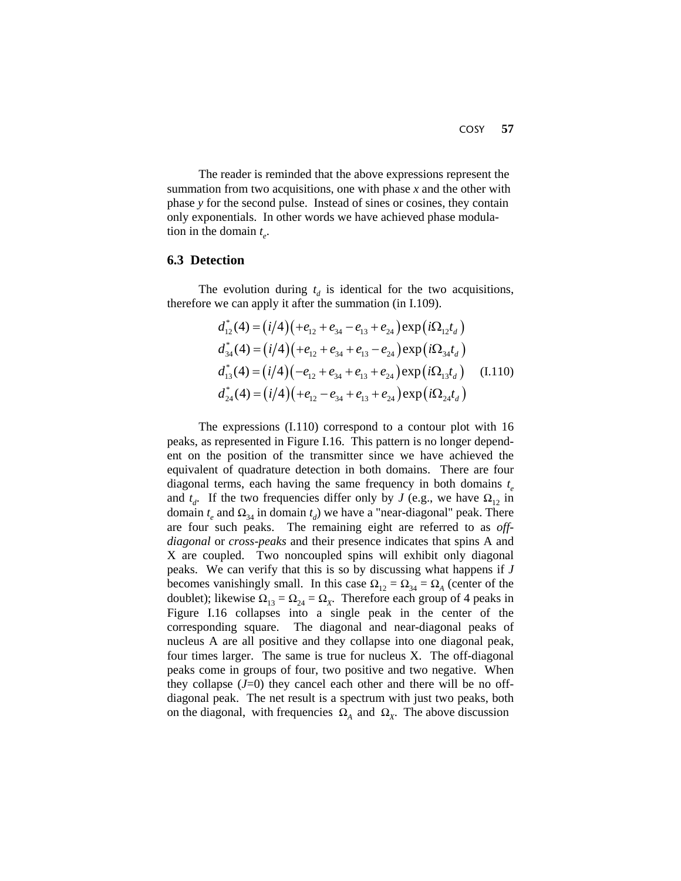The reader is reminded that the above expressions represent the summation from two acquisitions, one with phase *x* and the other with phase *y* for the second pulse. Instead of sines or cosines, they contain only exponentials. In other words we have achieved phase modulation in the domain $t_e$.

### 6.3 Detection

The evolution during $t_d$ is identical for the two acquisitions, therefore we can apply it after the summation (in I.109).

$$
\begin{aligned}
d_{12}^{*}(4) &= (i/4)\left(+e_{12} + e_{34} - e_{13} + e_{24}\right)\exp\left(i\Omega_{12}t_d\right) \\
d_{34}^{*}(4) &= (i/4)\left(+e_{12} + e_{34} + e_{13} - e_{24}\right)\exp\left(i\Omega_{34}t_d\right) \\
d_{13}^{*}(4) &= (i/4)\left(-e_{12} + e_{34} + e_{13} + e_{24}\right)\exp\left(i\Omega_{13}t_d\right) \qquad \text{(I.110)} \\
d_{24}^{*}(4) &= (i/4)\left(+e_{12} - e_{34} + e_{13} + e_{24}\right)\exp\left(i\Omega_{24}t_d\right)
\end{aligned}
$$

The expressions (I.110) correspond to a contour plot with 16 peaks, as represented in Figure I.16. This pattern is no longer dependent on the position of the transmitter since we have achieved the equivalent of quadrature detection in both domains. There are four diagonal terms, each having the same frequency in both domains $t_e$ and $t_d$. If the two frequencies differ only by *J* (e.g., we have $\Omega_{12}$ in domain $t_e$ and $\Omega_{34}$ in domain $t_d$) we have a "near-diagonal" peak. There are four such peaks. The remaining eight are referred to as *off-diagonal* or *cross-peaks* and their presence indicates that spins A and X are coupled. Two noncoupled spins will exhibit only diagonal peaks. We can verify that this is so by discussing what happens if *J* becomes vanishingly small. In this case $\Omega_{12} = \Omega_{34} = \Omega_A$ (center of the doublet); likewise $\Omega_{13} = \Omega_{24} = \Omega_X$. Therefore each group of 4 peaks in Figure I.16 collapses into a single peak in the center of the corresponding square. The diagonal and near-diagonal peaks of nucleus A are all positive and they collapse into one diagonal peak, four times larger. The same is true for nucleus X. The off-diagonal peaks come in groups of four, two positive and two negative. When they collapse ($J$=0) they cancel each other and there will be no off-diagonal peak. The net result is a spectrum with just two peaks, both on the diagonal, with frequencies $\Omega_A$ and $\Omega_X$. The above discussion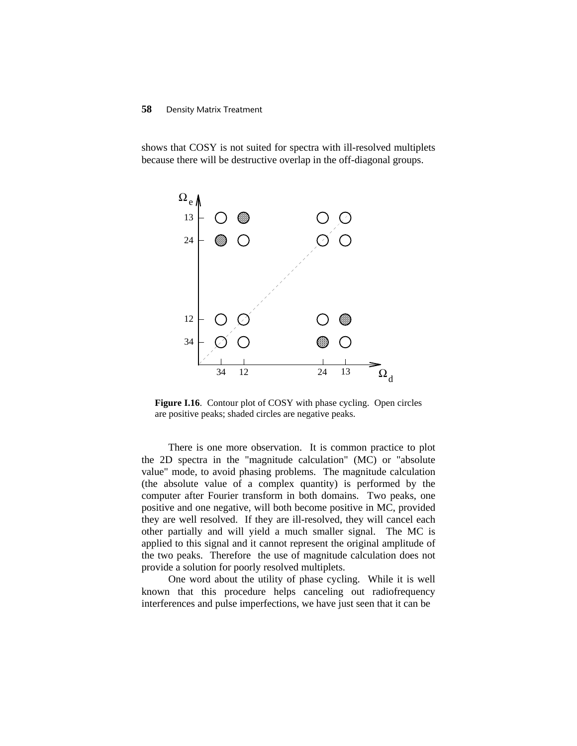shows that COSY is not suited for spectra with ill-resolved multiplets because there will be destructive overlap in the off-diagonal groups.

**Figure I.16**. Contour plot of COSY with phase cycling. Open circles are positive peaks; shaded circles are negative peaks.

There is one more observation. It is common practice to plot the 2D spectra in the "magnitude calculation" (MC) or "absolute value" mode, to avoid phasing problems. The magnitude calculation (the absolute value of a complex quantity) is performed by the computer after Fourier transform in both domains. Two peaks, one positive and one negative, will both become positive in MC, provided they are well resolved. If they are ill-resolved, they will cancel each other partially and will yield a much smaller signal. The MC is applied to this signal and it cannot represent the original amplitude of the two peaks. Therefore the use of magnitude calculation does not provide a solution for poorly resolved multiplets.

One word about the utility of phase cycling. While it is well known that this procedure helps canceling out radiofrequency interferences and pulse imperfections, we have just seen that it can be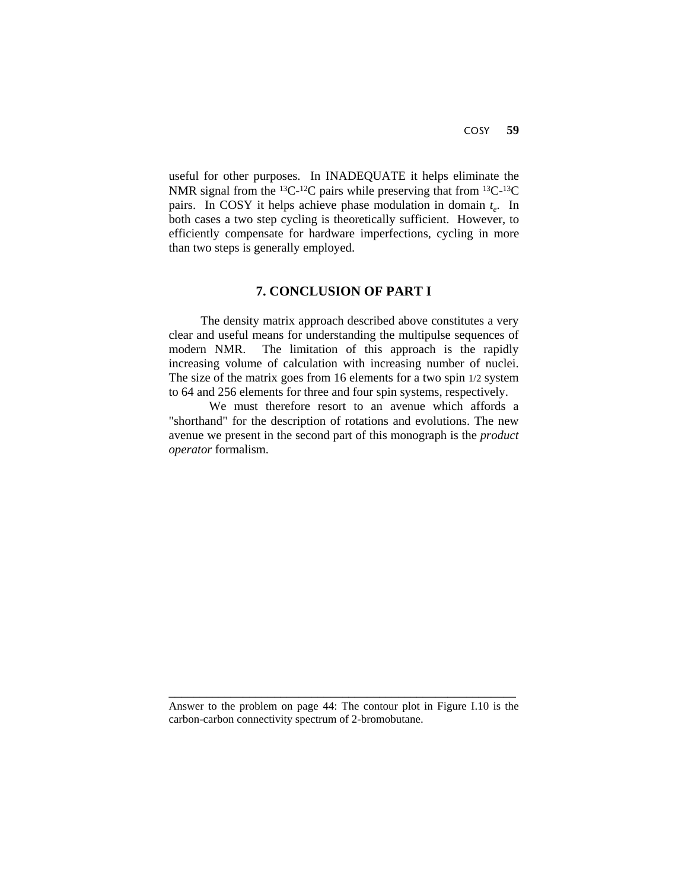useful for other purposes. In INADEQUATE it helps eliminate the NMR signal from the $^{13}C$-$^{12}C$ pairs while preserving that from $^{13}C$-$^{13}C$ pairs. In COSY it helps achieve phase modulation in domain $t_e$. In both cases a two step cycling is theoretically sufficient. However, to efficiently compensate for hardware imperfections, cycling in more than two steps is generally employed.

## 7. CONCLUSION OF PART I

The density matrix approach described above constitutes a very clear and useful means for understanding the multipulse sequences of modern NMR. The limitation of this approach is the rapidly increasing volume of calculation with increasing number of nuclei. The size of the matrix goes from 16 elements for a two spin 1/2 system to 64 and 256 elements for three and four spin systems, respectively.

We must therefore resort to an avenue which affords a "shorthand" for the description of rotations and evolutions. The new avenue we present in the second part of this monograph is the *product operator* formalism.

---

Answer to the problem on page 44: The contour plot in Figure I.10 is the carbon-carbon connectivity spectrum of 2-bromobutane.